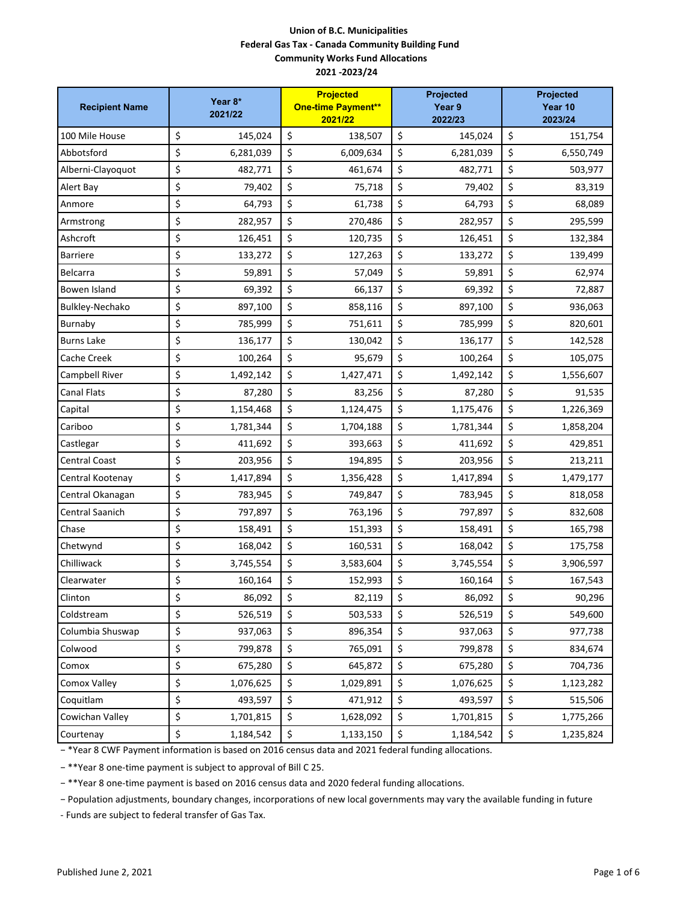**Union of B.C. Municipalities**
**Federal Gas Tax - Canada Community Building Fund**
**Community Works Fund Allocations**
**2021 -2023/24**

| Recipient Name | Year 8* 2021/22 | Projected One-time Payment** 2021/22 | Projected Year 9 2022/23 | Projected Year 10 2023/24 |
|---|---|---|---|---|
| 100 Mile House | $ 145,024 | $ 138,507 | $ 145,024 | $ 151,754 |
| Abbotsford | $ 6,281,039 | $ 6,009,634 | $ 6,281,039 | $ 6,550,749 |
| Alberni-Clayoquot | $ 482,771 | $ 461,674 | $ 482,771 | $ 503,977 |
| Alert Bay | $ 79,402 | $ 75,718 | $ 79,402 | $ 83,319 |
| Anmore | $ 64,793 | $ 61,738 | $ 64,793 | $ 68,089 |
| Armstrong | $ 282,957 | $ 270,486 | $ 282,957 | $ 295,599 |
| Ashcroft | $ 126,451 | $ 120,735 | $ 126,451 | $ 132,384 |
| Barriere | $ 133,272 | $ 127,263 | $ 133,272 | $ 139,499 |
| Belcarra | $ 59,891 | $ 57,049 | $ 59,891 | $ 62,974 |
| Bowen Island | $ 69,392 | $ 66,137 | $ 69,392 | $ 72,887 |
| Bulkley-Nechako | $ 897,100 | $ 858,116 | $ 897,100 | $ 936,063 |
| Burnaby | $ 785,999 | $ 751,611 | $ 785,999 | $ 820,601 |
| Burns Lake | $ 136,177 | $ 130,042 | $ 136,177 | $ 142,528 |
| Cache Creek | $ 100,264 | $ 95,679 | $ 100,264 | $ 105,075 |
| Campbell River | $ 1,492,142 | $ 1,427,471 | $ 1,492,142 | $ 1,556,607 |
| Canal Flats | $ 87,280 | $ 83,256 | $ 87,280 | $ 91,535 |
| Capital | $ 1,154,468 | $ 1,124,475 | $ 1,175,476 | $ 1,226,369 |
| Cariboo | $ 1,781,344 | $ 1,704,188 | $ 1,781,344 | $ 1,858,204 |
| Castlegar | $ 411,692 | $ 393,663 | $ 411,692 | $ 429,851 |
| Central Coast | $ 203,956 | $ 194,895 | $ 203,956 | $ 213,211 |
| Central Kootenay | $ 1,417,894 | $ 1,356,428 | $ 1,417,894 | $ 1,479,177 |
| Central Okanagan | $ 783,945 | $ 749,847 | $ 783,945 | $ 818,058 |
| Central Saanich | $ 797,897 | $ 763,196 | $ 797,897 | $ 832,608 |
| Chase | $ 158,491 | $ 151,393 | $ 158,491 | $ 165,798 |
| Chetwynd | $ 168,042 | $ 160,531 | $ 168,042 | $ 175,758 |
| Chilliwack | $ 3,745,554 | $ 3,583,604 | $ 3,745,554 | $ 3,906,597 |
| Clearwater | $ 160,164 | $ 152,993 | $ 160,164 | $ 167,543 |
| Clinton | $ 86,092 | $ 82,119 | $ 86,092 | $ 90,296 |
| Coldstream | $ 526,519 | $ 503,533 | $ 526,519 | $ 549,600 |
| Columbia Shuswap | $ 937,063 | $ 896,354 | $ 937,063 | $ 977,738 |
| Colwood | $ 799,878 | $ 765,091 | $ 799,878 | $ 834,674 |
| Comox | $ 675,280 | $ 645,872 | $ 675,280 | $ 704,736 |
| Comox Valley | $ 1,076,625 | $ 1,029,891 | $ 1,076,625 | $ 1,123,282 |
| Coquitlam | $ 493,597 | $ 471,912 | $ 493,597 | $ 515,506 |
| Cowichan Valley | $ 1,701,815 | $ 1,628,092 | $ 1,701,815 | $ 1,775,266 |
| Courtenay | $ 1,184,542 | $ 1,133,150 | $ 1,184,542 | $ 1,235,824 |

− *Year 8 CWF Payment information is based on 2016 census data and 2021 federal funding allocations.

− **Year 8 one-time payment is subject to approval of Bill C 25.

− **Year 8 one-time payment is based on 2016 census data and 2020 federal funding allocations.

− Population adjustments, boundary changes, incorporations of new local governments may vary the available funding in future

- Funds are subject to federal transfer of Gas Tax.

Published June 2, 2021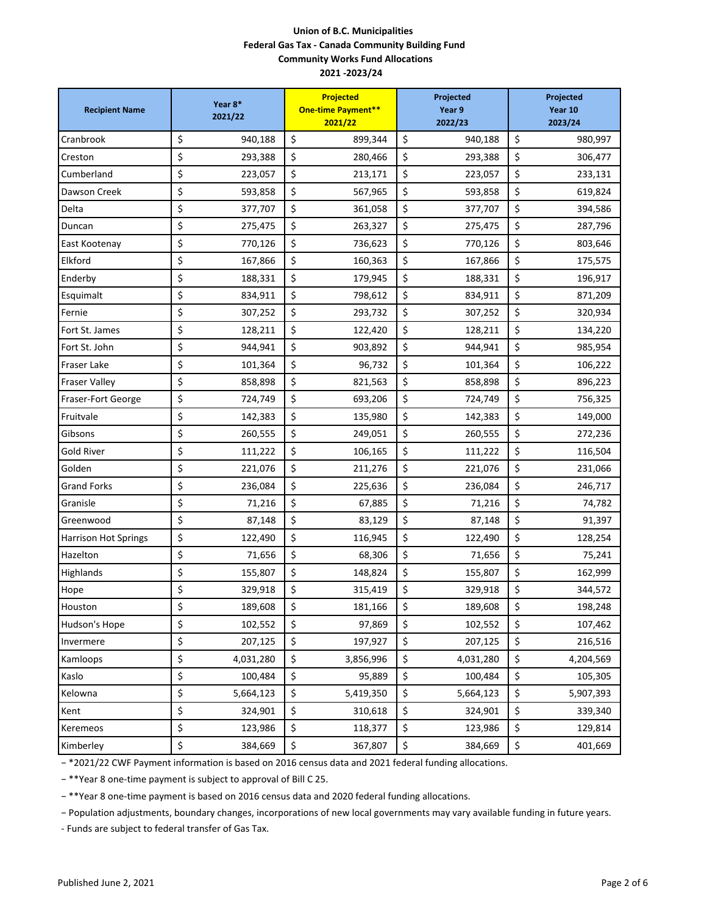**Union of B.C. Municipalities**
**Federal Gas Tax - Canada Community Building Fund**
**Community Works Fund Allocations**
**2021 -2023/24**

| Recipient Name | Year 8* 2021/22 | Projected One-time Payment** 2021/22 | Projected Year 9 2022/23 | Projected Year 10 2023/24 |
|---|---|---|---|---|
| Cranbrook | $ 940,188 | $ 899,344 | $ 940,188 | $ 980,997 |
| Creston | $ 293,388 | $ 280,466 | $ 293,388 | $ 306,477 |
| Cumberland | $ 223,057 | $ 213,171 | $ 223,057 | $ 233,131 |
| Dawson Creek | $ 593,858 | $ 567,965 | $ 593,858 | $ 619,824 |
| Delta | $ 377,707 | $ 361,058 | $ 377,707 | $ 394,586 |
| Duncan | $ 275,475 | $ 263,327 | $ 275,475 | $ 287,796 |
| East Kootenay | $ 770,126 | $ 736,623 | $ 770,126 | $ 803,646 |
| Elkford | $ 167,866 | $ 160,363 | $ 167,866 | $ 175,575 |
| Enderby | $ 188,331 | $ 179,945 | $ 188,331 | $ 196,917 |
| Esquimalt | $ 834,911 | $ 798,612 | $ 834,911 | $ 871,209 |
| Fernie | $ 307,252 | $ 293,732 | $ 307,252 | $ 320,934 |
| Fort St. James | $ 128,211 | $ 122,420 | $ 128,211 | $ 134,220 |
| Fort St. John | $ 944,941 | $ 903,892 | $ 944,941 | $ 985,954 |
| Fraser Lake | $ 101,364 | $ 96,732 | $ 101,364 | $ 106,222 |
| Fraser Valley | $ 858,898 | $ 821,563 | $ 858,898 | $ 896,223 |
| Fraser-Fort George | $ 724,749 | $ 693,206 | $ 724,749 | $ 756,325 |
| Fruitvale | $ 142,383 | $ 135,980 | $ 142,383 | $ 149,000 |
| Gibsons | $ 260,555 | $ 249,051 | $ 260,555 | $ 272,236 |
| Gold River | $ 111,222 | $ 106,165 | $ 111,222 | $ 116,504 |
| Golden | $ 221,076 | $ 211,276 | $ 221,076 | $ 231,066 |
| Grand Forks | $ 236,084 | $ 225,636 | $ 236,084 | $ 246,717 |
| Granisle | $ 71,216 | $ 67,885 | $ 71,216 | $ 74,782 |
| Greenwood | $ 87,148 | $ 83,129 | $ 87,148 | $ 91,397 |
| Harrison Hot Springs | $ 122,490 | $ 116,945 | $ 122,490 | $ 128,254 |
| Hazelton | $ 71,656 | $ 68,306 | $ 71,656 | $ 75,241 |
| Highlands | $ 155,807 | $ 148,824 | $ 155,807 | $ 162,999 |
| Hope | $ 329,918 | $ 315,419 | $ 329,918 | $ 344,572 |
| Houston | $ 189,608 | $ 181,166 | $ 189,608 | $ 198,248 |
| Hudson's Hope | $ 102,552 | $ 97,869 | $ 102,552 | $ 107,462 |
| Invermere | $ 207,125 | $ 197,927 | $ 207,125 | $ 216,516 |
| Kamloops | $ 4,031,280 | $ 3,856,996 | $ 4,031,280 | $ 4,204,569 |
| Kaslo | $ 100,484 | $ 95,889 | $ 100,484 | $ 105,305 |
| Kelowna | $ 5,664,123 | $ 5,419,350 | $ 5,664,123 | $ 5,907,393 |
| Kent | $ 324,901 | $ 310,618 | $ 324,901 | $ 339,340 |
| Keremeos | $ 123,986 | $ 118,377 | $ 123,986 | $ 129,814 |
| Kimberley | $ 384,669 | $ 367,807 | $ 384,669 | $ 401,669 |

- *2021/22 CWF Payment information is based on 2016 census data and 2021 federal funding allocations.
- **Year 8 one-time payment is subject to approval of Bill C 25.
- **Year 8 one-time payment is based on 2016 census data and 2020 federal funding allocations.
- Population adjustments, boundary changes, incorporations of new local governments may vary available funding in future years.
- Funds are subject to federal transfer of Gas Tax.

Published June 2, 2021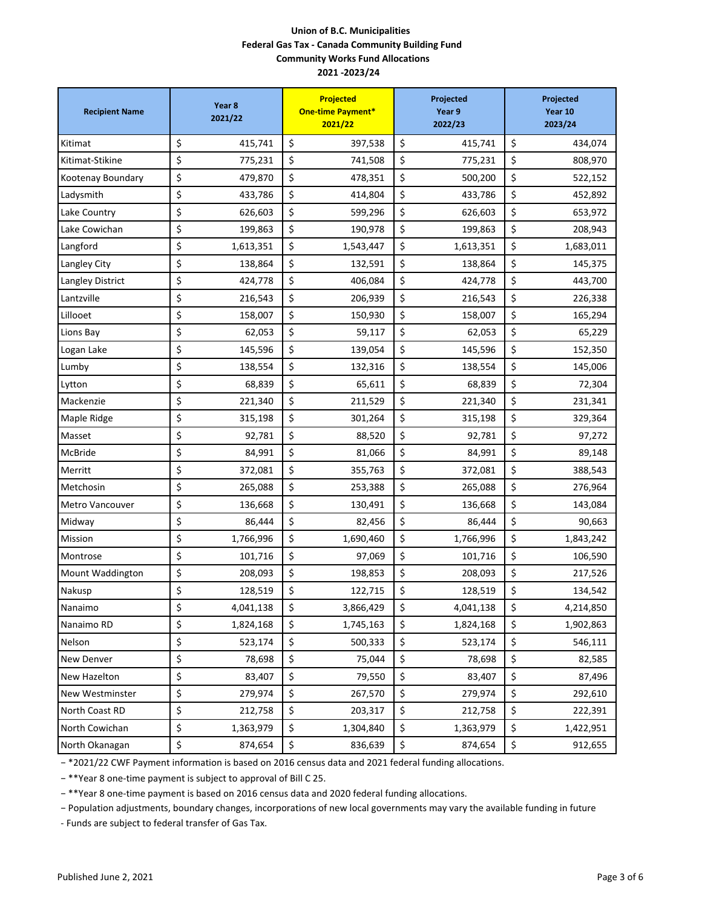**Union of B.C. Municipalities**
**Federal Gas Tax - Canada Community Building Fund**
**Community Works Fund Allocations**
**2021 -2023/24**

| Recipient Name | Year 8 2021/22 | Projected One-time Payment* 2021/22 | Projected Year 9 2022/23 | Projected Year 10 2023/24 |
|---|---|---|---|---|
| Kitimat | $ 415,741 | $ 397,538 | $ 415,741 | $ 434,074 |
| Kitimat-Stikine | $ 775,231 | $ 741,508 | $ 775,231 | $ 808,970 |
| Kootenay Boundary | $ 479,870 | $ 478,351 | $ 500,200 | $ 522,152 |
| Ladysmith | $ 433,786 | $ 414,804 | $ 433,786 | $ 452,892 |
| Lake Country | $ 626,603 | $ 599,296 | $ 626,603 | $ 653,972 |
| Lake Cowichan | $ 199,863 | $ 190,978 | $ 199,863 | $ 208,943 |
| Langford | $ 1,613,351 | $ 1,543,447 | $ 1,613,351 | $ 1,683,011 |
| Langley City | $ 138,864 | $ 132,591 | $ 138,864 | $ 145,375 |
| Langley District | $ 424,778 | $ 406,084 | $ 424,778 | $ 443,700 |
| Lantzville | $ 216,543 | $ 206,939 | $ 216,543 | $ 226,338 |
| Lillooet | $ 158,007 | $ 150,930 | $ 158,007 | $ 165,294 |
| Lions Bay | $ 62,053 | $ 59,117 | $ 62,053 | $ 65,229 |
| Logan Lake | $ 145,596 | $ 139,054 | $ 145,596 | $ 152,350 |
| Lumby | $ 138,554 | $ 132,316 | $ 138,554 | $ 145,006 |
| Lytton | $ 68,839 | $ 65,611 | $ 68,839 | $ 72,304 |
| Mackenzie | $ 221,340 | $ 211,529 | $ 221,340 | $ 231,341 |
| Maple Ridge | $ 315,198 | $ 301,264 | $ 315,198 | $ 329,364 |
| Masset | $ 92,781 | $ 88,520 | $ 92,781 | $ 97,272 |
| McBride | $ 84,991 | $ 81,066 | $ 84,991 | $ 89,148 |
| Merritt | $ 372,081 | $ 355,763 | $ 372,081 | $ 388,543 |
| Metchosin | $ 265,088 | $ 253,388 | $ 265,088 | $ 276,964 |
| Metro Vancouver | $ 136,668 | $ 130,491 | $ 136,668 | $ 143,084 |
| Midway | $ 86,444 | $ 82,456 | $ 86,444 | $ 90,663 |
| Mission | $ 1,766,996 | $ 1,690,460 | $ 1,766,996 | $ 1,843,242 |
| Montrose | $ 101,716 | $ 97,069 | $ 101,716 | $ 106,590 |
| Mount Waddington | $ 208,093 | $ 198,853 | $ 208,093 | $ 217,526 |
| Nakusp | $ 128,519 | $ 122,715 | $ 128,519 | $ 134,542 |
| Nanaimo | $ 4,041,138 | $ 3,866,429 | $ 4,041,138 | $ 4,214,850 |
| Nanaimo RD | $ 1,824,168 | $ 1,745,163 | $ 1,824,168 | $ 1,902,863 |
| Nelson | $ 523,174 | $ 500,333 | $ 523,174 | $ 546,111 |
| New Denver | $ 78,698 | $ 75,044 | $ 78,698 | $ 82,585 |
| New Hazelton | $ 83,407 | $ 79,550 | $ 83,407 | $ 87,496 |
| New Westminster | $ 279,974 | $ 267,570 | $ 279,974 | $ 292,610 |
| North Coast RD | $ 212,758 | $ 203,317 | $ 212,758 | $ 222,391 |
| North Cowichan | $ 1,363,979 | $ 1,304,840 | $ 1,363,979 | $ 1,422,951 |
| North Okanagan | $ 874,654 | $ 836,639 | $ 874,654 | $ 912,655 |

- *2021/22 CWF Payment information is based on 2016 census data and 2021 federal funding allocations.
- **Year 8 one-time payment is subject to approval of Bill C 25.
- **Year 8 one-time payment is based on 2016 census data and 2020 federal funding allocations.
- Population adjustments, boundary changes, incorporations of new local governments may vary the available funding in future
- Funds are subject to federal transfer of Gas Tax.

Published June 2, 2021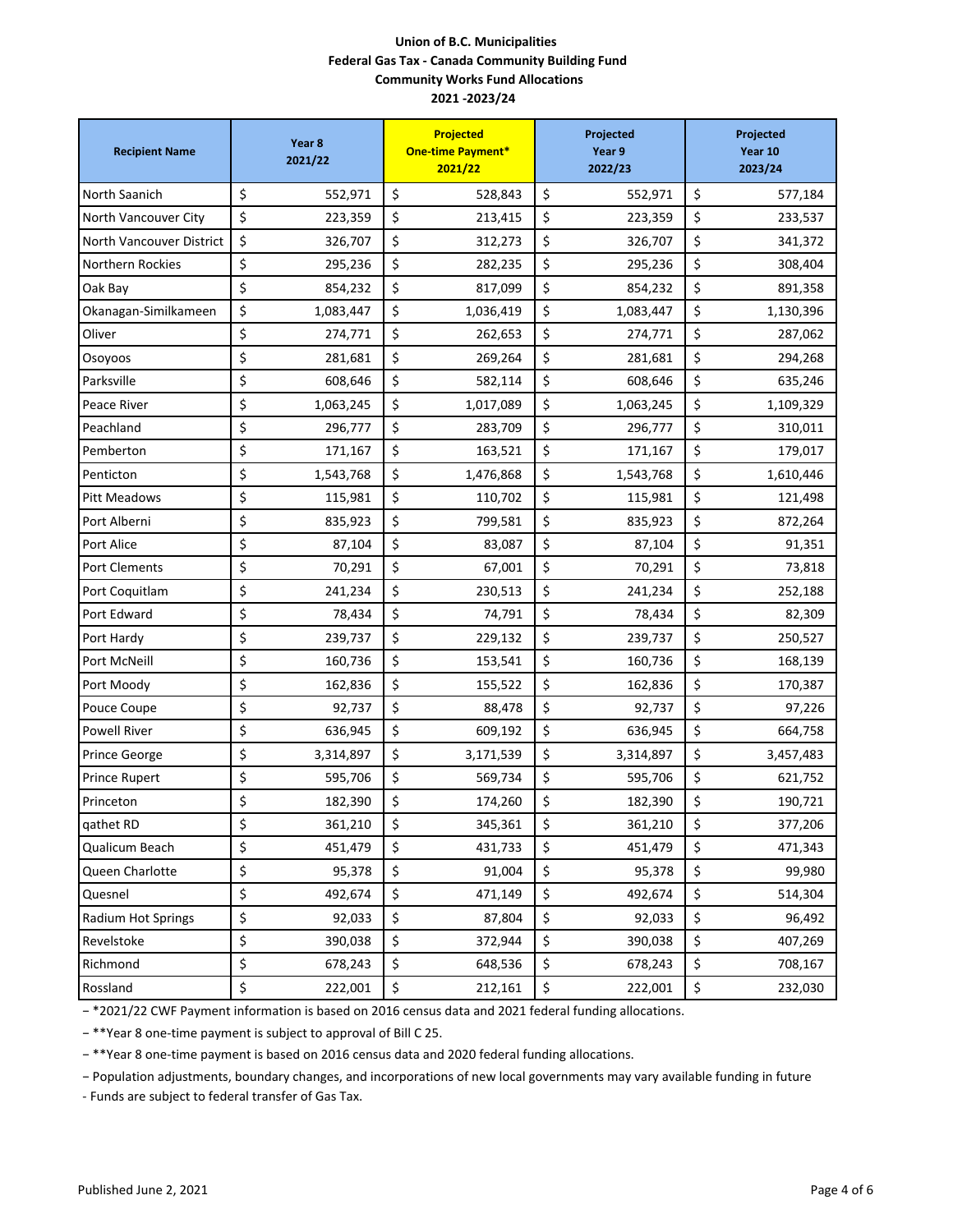**Union of B.C. Municipalities**
**Federal Gas Tax - Canada Community Building Fund**
**Community Works Fund Allocations**
**2021 -2023/24**

| Recipient Name | Year 8 2021/22 | Projected One-time Payment* 2021/22 | Projected Year 9 2022/23 | Projected Year 10 2023/24 |
|---|---|---|---|---|
| North Saanich | $ 552,971 | $ 528,843 | $ 552,971 | $ 577,184 |
| North Vancouver City | $ 223,359 | $ 213,415 | $ 223,359 | $ 233,537 |
| North Vancouver District | $ 326,707 | $ 312,273 | $ 326,707 | $ 341,372 |
| Northern Rockies | $ 295,236 | $ 282,235 | $ 295,236 | $ 308,404 |
| Oak Bay | $ 854,232 | $ 817,099 | $ 854,232 | $ 891,358 |
| Okanagan-Similkameen | $ 1,083,447 | $ 1,036,419 | $ 1,083,447 | $ 1,130,396 |
| Oliver | $ 274,771 | $ 262,653 | $ 274,771 | $ 287,062 |
| Osoyoos | $ 281,681 | $ 269,264 | $ 281,681 | $ 294,268 |
| Parksville | $ 608,646 | $ 582,114 | $ 608,646 | $ 635,246 |
| Peace River | $ 1,063,245 | $ 1,017,089 | $ 1,063,245 | $ 1,109,329 |
| Peachland | $ 296,777 | $ 283,709 | $ 296,777 | $ 310,011 |
| Pemberton | $ 171,167 | $ 163,521 | $ 171,167 | $ 179,017 |
| Penticton | $ 1,543,768 | $ 1,476,868 | $ 1,543,768 | $ 1,610,446 |
| Pitt Meadows | $ 115,981 | $ 110,702 | $ 115,981 | $ 121,498 |
| Port Alberni | $ 835,923 | $ 799,581 | $ 835,923 | $ 872,264 |
| Port Alice | $ 87,104 | $ 83,087 | $ 87,104 | $ 91,351 |
| Port Clements | $ 70,291 | $ 67,001 | $ 70,291 | $ 73,818 |
| Port Coquitlam | $ 241,234 | $ 230,513 | $ 241,234 | $ 252,188 |
| Port Edward | $ 78,434 | $ 74,791 | $ 78,434 | $ 82,309 |
| Port Hardy | $ 239,737 | $ 229,132 | $ 239,737 | $ 250,527 |
| Port McNeill | $ 160,736 | $ 153,541 | $ 160,736 | $ 168,139 |
| Port Moody | $ 162,836 | $ 155,522 | $ 162,836 | $ 170,387 |
| Pouce Coupe | $ 92,737 | $ 88,478 | $ 92,737 | $ 97,226 |
| Powell River | $ 636,945 | $ 609,192 | $ 636,945 | $ 664,758 |
| Prince George | $ 3,314,897 | $ 3,171,539 | $ 3,314,897 | $ 3,457,483 |
| Prince Rupert | $ 595,706 | $ 569,734 | $ 595,706 | $ 621,752 |
| Princeton | $ 182,390 | $ 174,260 | $ 182,390 | $ 190,721 |
| qathet RD | $ 361,210 | $ 345,361 | $ 361,210 | $ 377,206 |
| Qualicum Beach | $ 451,479 | $ 431,733 | $ 451,479 | $ 471,343 |
| Queen Charlotte | $ 95,378 | $ 91,004 | $ 95,378 | $ 99,980 |
| Quesnel | $ 492,674 | $ 471,149 | $ 492,674 | $ 514,304 |
| Radium Hot Springs | $ 92,033 | $ 87,804 | $ 92,033 | $ 96,492 |
| Revelstoke | $ 390,038 | $ 372,944 | $ 390,038 | $ 407,269 |
| Richmond | $ 678,243 | $ 648,536 | $ 678,243 | $ 708,167 |
| Rossland | $ 222,001 | $ 212,161 | $ 222,001 | $ 232,030 |

- *2021/22 CWF Payment information is based on 2016 census data and 2021 federal funding allocations.
- **Year 8 one-time payment is subject to approval of Bill C 25.
- **Year 8 one-time payment is based on 2016 census data and 2020 federal funding allocations.
- Population adjustments, boundary changes, and incorporations of new local governments may vary available funding in future
- Funds are subject to federal transfer of Gas Tax.

Published June 2, 2021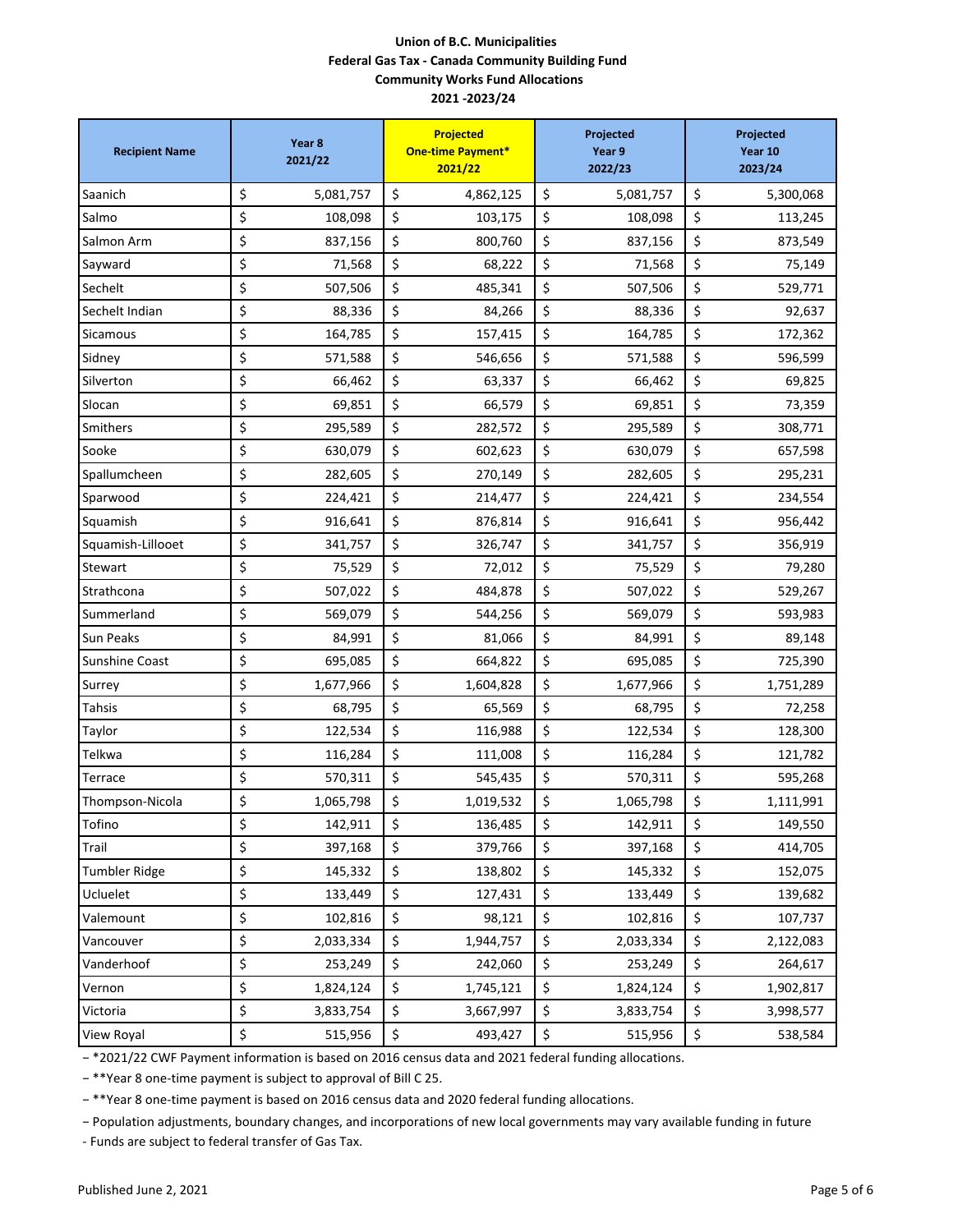**Union of B.C. Municipalities**
**Federal Gas Tax - Canada Community Building Fund**
**Community Works Fund Allocations**
**2021 -2023/24**

| Recipient Name | Year 8 2021/22 | Projected One-time Payment* 2021/22 | Projected Year 9 2022/23 | Projected Year 10 2023/24 |
|---|---|---|---|---|
| Saanich | $ 5,081,757 | $ 4,862,125 | $ 5,081,757 | $ 5,300,068 |
| Salmo | $ 108,098 | $ 103,175 | $ 108,098 | $ 113,245 |
| Salmon Arm | $ 837,156 | $ 800,760 | $ 837,156 | $ 873,549 |
| Sayward | $ 71,568 | $ 68,222 | $ 71,568 | $ 75,149 |
| Sechelt | $ 507,506 | $ 485,341 | $ 507,506 | $ 529,771 |
| Sechelt Indian | $ 88,336 | $ 84,266 | $ 88,336 | $ 92,637 |
| Sicamous | $ 164,785 | $ 157,415 | $ 164,785 | $ 172,362 |
| Sidney | $ 571,588 | $ 546,656 | $ 571,588 | $ 596,599 |
| Silverton | $ 66,462 | $ 63,337 | $ 66,462 | $ 69,825 |
| Slocan | $ 69,851 | $ 66,579 | $ 69,851 | $ 73,359 |
| Smithers | $ 295,589 | $ 282,572 | $ 295,589 | $ 308,771 |
| Sooke | $ 630,079 | $ 602,623 | $ 630,079 | $ 657,598 |
| Spallumcheen | $ 282,605 | $ 270,149 | $ 282,605 | $ 295,231 |
| Sparwood | $ 224,421 | $ 214,477 | $ 224,421 | $ 234,554 |
| Squamish | $ 916,641 | $ 876,814 | $ 916,641 | $ 956,442 |
| Squamish-Lillooet | $ 341,757 | $ 326,747 | $ 341,757 | $ 356,919 |
| Stewart | $ 75,529 | $ 72,012 | $ 75,529 | $ 79,280 |
| Strathcona | $ 507,022 | $ 484,878 | $ 507,022 | $ 529,267 |
| Summerland | $ 569,079 | $ 544,256 | $ 569,079 | $ 593,983 |
| Sun Peaks | $ 84,991 | $ 81,066 | $ 84,991 | $ 89,148 |
| Sunshine Coast | $ 695,085 | $ 664,822 | $ 695,085 | $ 725,390 |
| Surrey | $ 1,677,966 | $ 1,604,828 | $ 1,677,966 | $ 1,751,289 |
| Tahsis | $ 68,795 | $ 65,569 | $ 68,795 | $ 72,258 |
| Taylor | $ 122,534 | $ 116,988 | $ 122,534 | $ 128,300 |
| Telkwa | $ 116,284 | $ 111,008 | $ 116,284 | $ 121,782 |
| Terrace | $ 570,311 | $ 545,435 | $ 570,311 | $ 595,268 |
| Thompson-Nicola | $ 1,065,798 | $ 1,019,532 | $ 1,065,798 | $ 1,111,991 |
| Tofino | $ 142,911 | $ 136,485 | $ 142,911 | $ 149,550 |
| Trail | $ 397,168 | $ 379,766 | $ 397,168 | $ 414,705 |
| Tumbler Ridge | $ 145,332 | $ 138,802 | $ 145,332 | $ 152,075 |
| Ucluelet | $ 133,449 | $ 127,431 | $ 133,449 | $ 139,682 |
| Valemount | $ 102,816 | $ 98,121 | $ 102,816 | $ 107,737 |
| Vancouver | $ 2,033,334 | $ 1,944,757 | $ 2,033,334 | $ 2,122,083 |
| Vanderhoof | $ 253,249 | $ 242,060 | $ 253,249 | $ 264,617 |
| Vernon | $ 1,824,124 | $ 1,745,121 | $ 1,824,124 | $ 1,902,817 |
| Victoria | $ 3,833,754 | $ 3,667,997 | $ 3,833,754 | $ 3,998,577 |
| View Royal | $ 515,956 | $ 493,427 | $ 515,956 | $ 538,584 |

- *2021/22 CWF Payment information is based on 2016 census data and 2021 federal funding allocations.
- **Year 8 one-time payment is subject to approval of Bill C 25.
- **Year 8 one-time payment is based on 2016 census data and 2020 federal funding allocations.
- Population adjustments, boundary changes, and incorporations of new local governments may vary available funding in future
- Funds are subject to federal transfer of Gas Tax.

Published June 2, 2021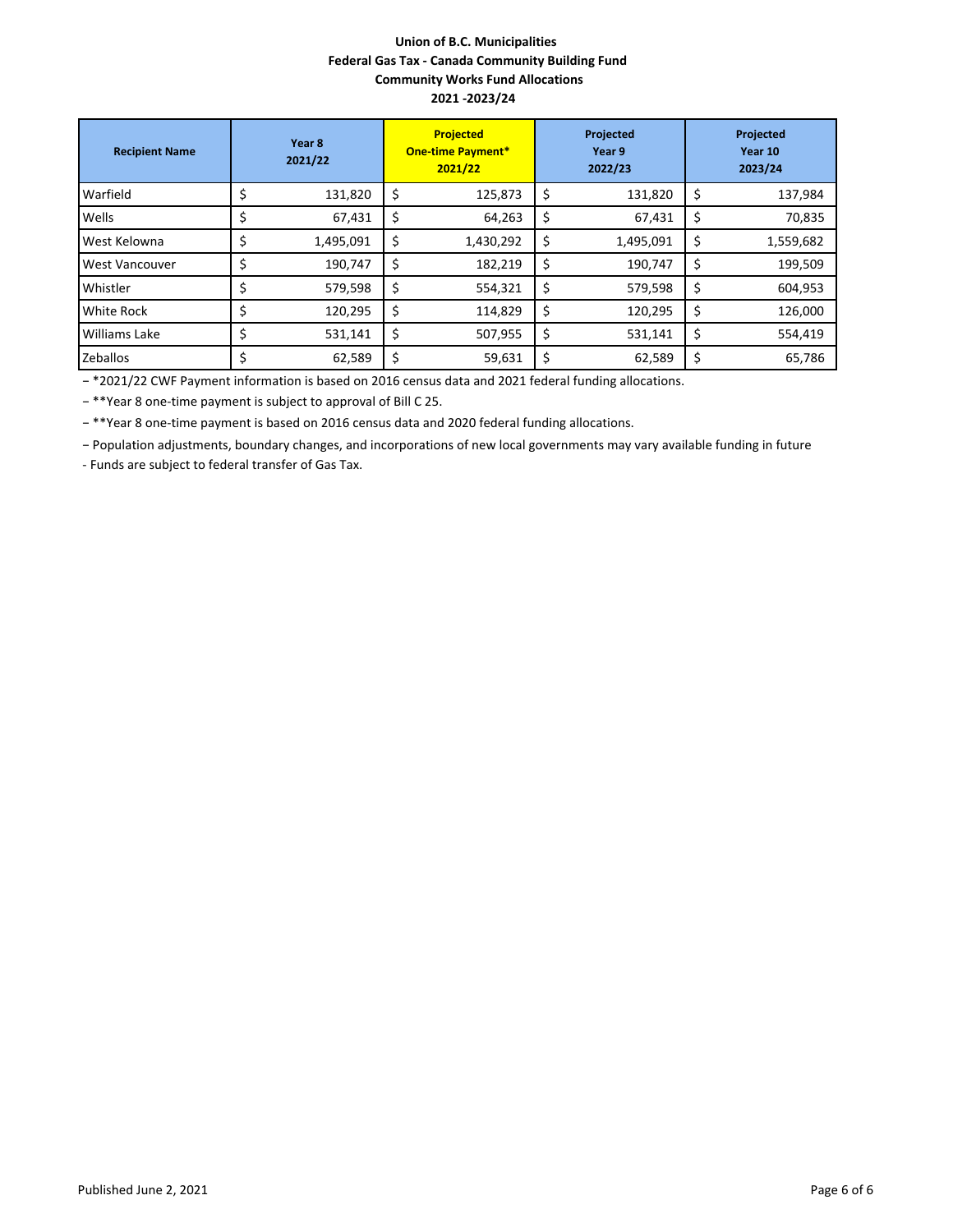**Union of B.C. Municipalities**
**Federal Gas Tax - Canada Community Building Fund**
**Community Works Fund Allocations**
**2021 -2023/24**

| Recipient Name | Year 8 2021/22 | Projected One-time Payment* 2021/22 | Projected Year 9 2022/23 | Projected Year 10 2023/24 |
|---|---|---|---|---|
| Warfield | $ 131,820 | $ 125,873 | $ 131,820 | $ 137,984 |
| Wells | $ 67,431 | $ 64,263 | $ 67,431 | $ 70,835 |
| West Kelowna | $ 1,495,091 | $ 1,430,292 | $ 1,495,091 | $ 1,559,682 |
| West Vancouver | $ 190,747 | $ 182,219 | $ 190,747 | $ 199,509 |
| Whistler | $ 579,598 | $ 554,321 | $ 579,598 | $ 604,953 |
| White Rock | $ 120,295 | $ 114,829 | $ 120,295 | $ 126,000 |
| Williams Lake | $ 531,141 | $ 507,955 | $ 531,141 | $ 554,419 |
| Zeballos | $ 62,589 | $ 59,631 | $ 62,589 | $ 65,786 |

− *2021/22 CWF Payment information is based on 2016 census data and 2021 federal funding allocations.

− **Year 8 one-time payment is subject to approval of Bill C 25.

− **Year 8 one-time payment is based on 2016 census data and 2020 federal funding allocations.

− Population adjustments, boundary changes, and incorporations of new local governments may vary available funding in future

- Funds are subject to federal transfer of Gas Tax.

Published June 2, 2021